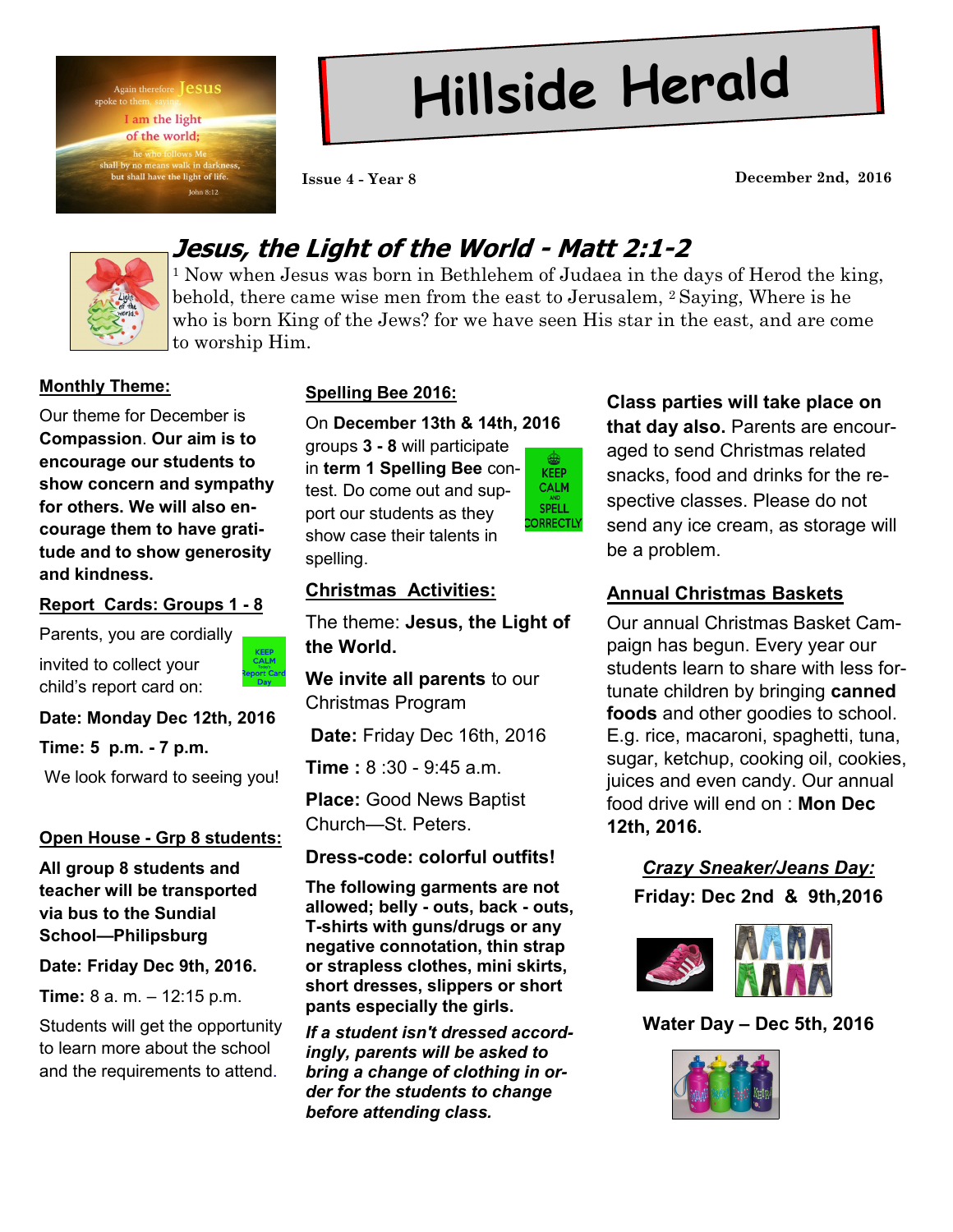# Hillside Herald

Issue 4 - Year 8 December 2nd, 2016

## Jesus, the Light of the World - Matt 2:1-2

[1] Now when Jesus was born in Bethlehem of Judaea in the days of Herod the king, behold, there came wise men from the east to Jerusalem, [2] Saying, Where is he who is born King of the Jews? for we have seen His star in the east, and are come to worship Him.

**Monthly Theme:**

Our theme for December is **Compassion**. **Our aim is to encourage our students to show concern and sympathy for others. We will also encourage them to have gratitude and to show generosity and kindness.**

**Report Cards: Groups 1 - 8**

Parents, you are cordially invited to collect your child's report card on:

**Date: Monday Dec 12th, 2016**

**Time: 5 p.m. - 7 p.m.**

We look forward to seeing you!

**Open House - Grp 8 students:**

**All group 8 students and teacher will be transported via bus to the Sundial School—Philipsburg**

**Date: Friday Dec 9th, 2016.**

**Time:** 8 a. m. – 12:15 p.m.

Students will get the opportunity to learn more about the school and the requirements to attend.

**Spelling Bee 2016:**

On **December 13th & 14th, 2016** groups **3 - 8** will participate in **term 1 Spelling Bee** contest. Do come out and support our students as they show case their talents in spelling.

**Christmas Activities:**

The theme: **Jesus, the Light of the World.**

**We invite all parents** to our Christmas Program

**Date:** Friday Dec 16th, 2016

**Time :** 8 :30 - 9:45 a.m.

**Place:** Good News Baptist Church—St. Peters.

**Dress-code: colorful outfits!**

**The following garments are not allowed; belly - outs, back - outs, T-shirts with guns/drugs or any negative connotation, thin strap or strapless clothes, mini skirts, short dresses, slippers or short pants especially the girls.**

***If a student isn't dressed accordingly, parents will be asked to bring a change of clothing in order for the students to change before attending class.***

**Class parties will take place on that day also.** Parents are encouraged to send Christmas related snacks, food and drinks for the respective classes. Please do not send any ice cream, as storage will be a problem.

**Annual Christmas Baskets**

Our annual Christmas Basket Campaign has begun. Every year our students learn to share with less fortunate children by bringing **canned foods** and other goodies to school. E.g. rice, macaroni, spaghetti, tuna, sugar, ketchup, cooking oil, cookies, juices and even candy. Our annual food drive will end on : **Mon Dec 12th, 2016.**

***Crazy Sneaker/Jeans Day:***

**Friday: Dec 2nd & 9th,2016**

**Water Day – Dec 5th, 2016**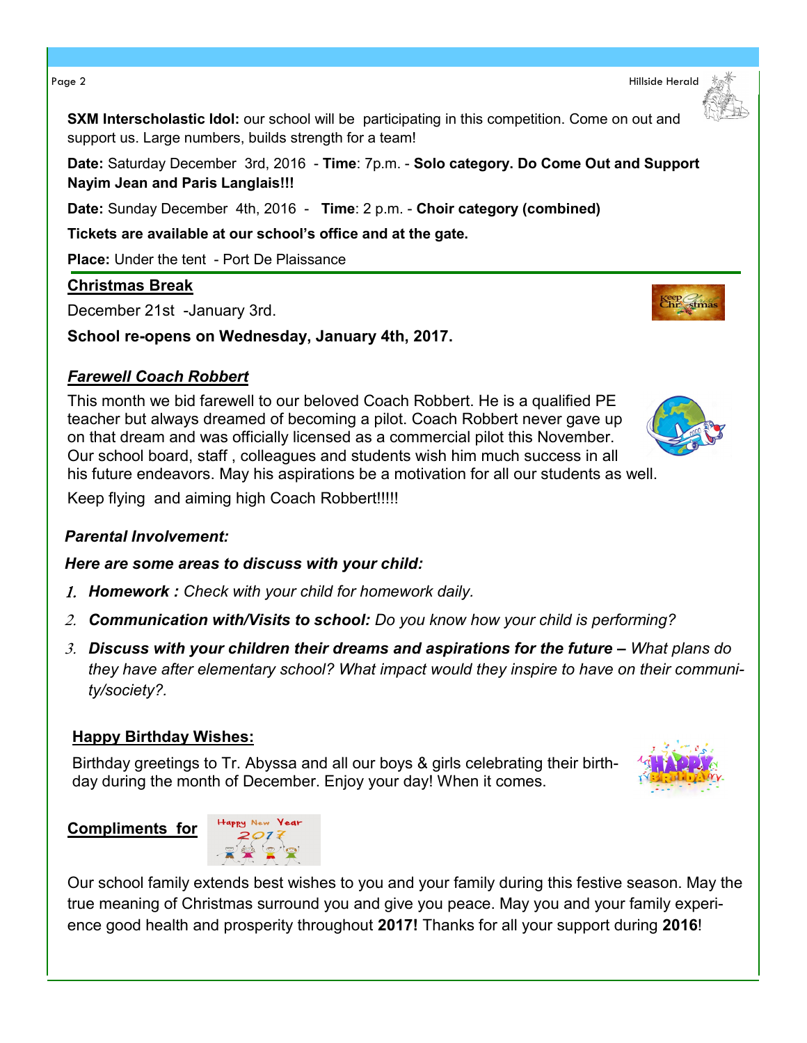**SXM Interscholastic Idol:** our school will be participating in this competition. Come on out and support us. Large numbers, builds strength for a team!

**Date:** Saturday December 3rd, 2016 - **Time**: 7p.m. - **Solo category. Do Come Out and Support Nayim Jean and Paris Langlais!!!**

**Date:** Sunday December 4th, 2016 - **Time**: 2 p.m. - **Choir category (combined)**

**Tickets are available at our school's office and at the gate.**

**Place:** Under the tent - Port De Plaissance

## Christmas Break

December 21st -January 3rd.

**School re-opens on Wednesday, January 4th, 2017.**

## *Farewell Coach Robbert*

This month we bid farewell to our beloved Coach Robbert. He is a qualified PE teacher but always dreamed of becoming a pilot. Coach Robbert never gave up on that dream and was officially licensed as a commercial pilot this November. Our school board, staff , colleagues and students wish him much success in all his future endeavors. May his aspirations be a motivation for all our students as well.

Keep flying and aiming high Coach Robbert!!!!!

## *Parental Involvement:*

***Here are some areas to discuss with your child:***

1. ***Homework :*** *Check with your child for homework daily.*
2. ***Communication with/Visits to school:*** *Do you know how your child is performing?*
3. ***Discuss with your children their dreams and aspirations for the future –*** *What plans do they have after elementary school? What impact would they inspire to have on their community/society?.*

## Happy Birthday Wishes:

Birthday greetings to Tr. Abyssa and all our boys & girls celebrating their birthday during the month of December. Enjoy your day! When it comes.

## Compliments for

Our school family extends best wishes to you and your family during this festive season. May the true meaning of Christmas surround you and give you peace. May you and your family experience good health and prosperity throughout **2017!** Thanks for all your support during **2016**!